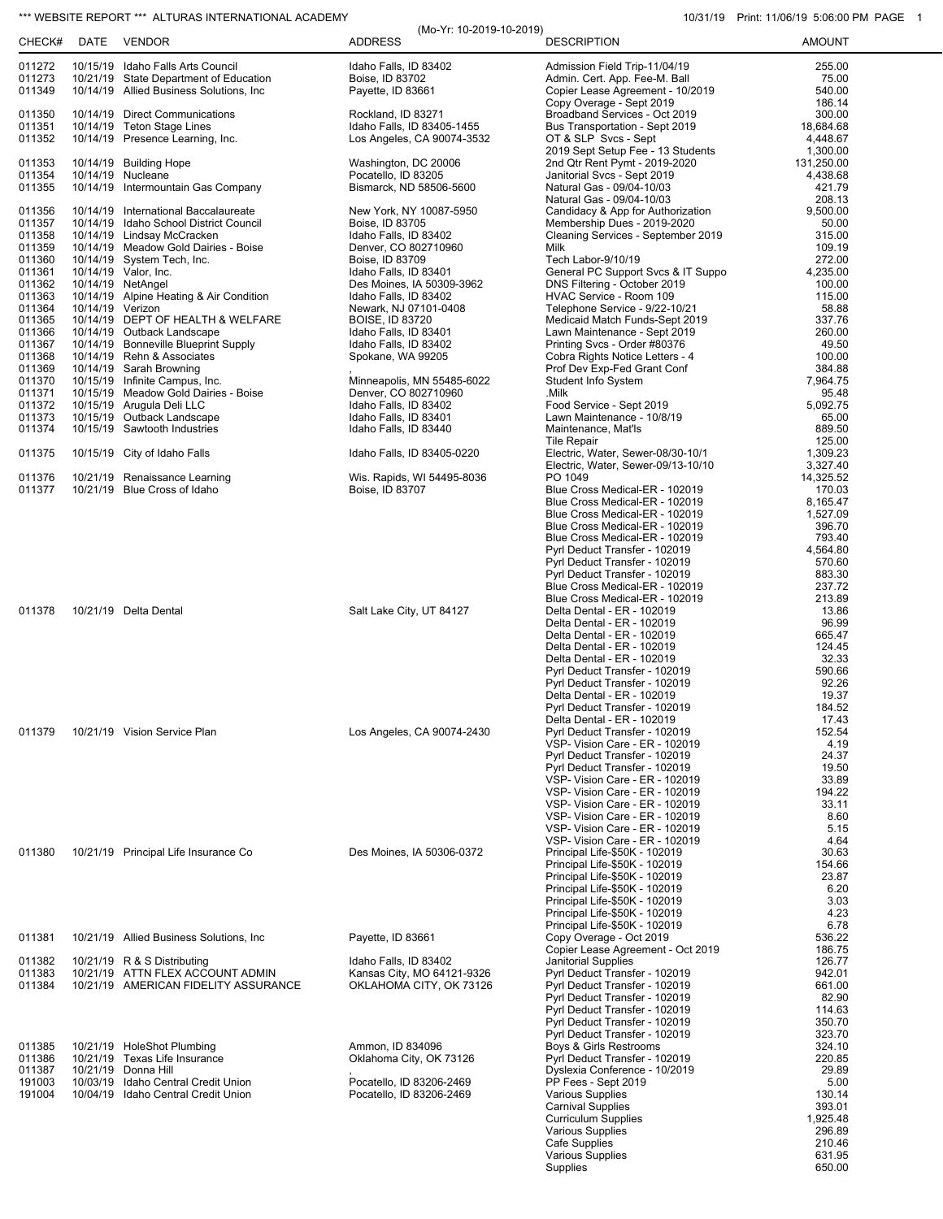*** WEBSITE REPORT *** ALTURAS INTERNATIONAL ACADEMY

10/31/19 Print: 11/06/19 5:06:00 PM

(Mo-Yr: 10-2019-10-2019)

| CHECK# | DATE | VENDOR | ADDRESS | DESCRIPTION | AMOUNT |
|---|---|---|---|---|---|
| 011272 | 10/15/19 | Idaho Falls Arts Council | Idaho Falls, ID 83402 | Admission Field Trip-11/04/19 | 255.00 |
| 011273 | 10/21/19 | State Department of Education | Boise, ID 83702 | Admin. Cert. App. Fee-M. Ball | 75.00 |
| 011349 | 10/14/19 | Allied Business Solutions, Inc | Payette, ID 83661 | Copier Lease Agreement - 10/2019 | 540.00 |
| | | | | Copy Overage - Sept 2019 | 186.14 |
| 011350 | 10/14/19 | Direct Communications | Rockland, ID 83271 | Broadband Services - Oct 2019 | 300.00 |
| 011351 | 10/14/19 | Teton Stage Lines | Idaho Falls, ID 83405-1455 | Bus Transportation - Sept 2019 | 18,684.68 |
| 011352 | 10/14/19 | Presence Learning, Inc. | Los Angeles, CA 90074-3532 | OT & SLP Svcs - Sept | 4,448.67 |
| | | | | 2019 Sept Setup Fee - 13 Students | 1,300.00 |
| 011353 | 10/14/19 | Building Hope | Washington, DC 20006 | 2nd Qtr Rent Pymt - 2019-2020 | 131,250.00 |
| 011354 | 10/14/19 | Nucleane | Pocatello, ID 83205 | Janitorial Svcs - Sept 2019 | 4,438.68 |
| 011355 | 10/14/19 | Intermountain Gas Company | Bismarck, ND 58506-5600 | Natural Gas - 09/04-10/03 | 421.79 |
| | | | | Natural Gas - 09/04-10/03 | 208.13 |
| 011356 | 10/14/19 | International Baccalaureate | New York, NY 10087-5950 | Candidacy & App for Authorization | 9,500.00 |
| 011357 | 10/14/19 | Idaho School District Council | Boise, ID 83705 | Membership Dues - 2019-2020 | 50.00 |
| 011358 | 10/14/19 | Lindsay McCracken | Idaho Falls, ID 83402 | Cleaning Services - September 2019 | 315.00 |
| 011359 | 10/14/19 | Meadow Gold Dairies - Boise | Denver, CO 802710960 | Milk | 109.19 |
| 011360 | 10/14/19 | System Tech, Inc. | Boise, ID 83709 | Tech Labor-9/10/19 | 272.00 |
| 011361 | 10/14/19 | Valor, Inc. | Idaho Falls, ID 83401 | General PC Support Svcs & IT Suppo | 4,235.00 |
| 011362 | 10/14/19 | NetAngel | Des Moines, IA 50309-3962 | DNS Filtering - October 2019 | 100.00 |
| 011363 | 10/14/19 | Alpine Heating & Air Condition | Idaho Falls, ID 83402 | HVAC Service - Room 109 | 115.00 |
| 011364 | 10/14/19 | Verizon | Newark, NJ 07101-0408 | Telephone Service - 9/22-10/21 | 58.88 |
| 011365 | 10/14/19 | DEPT OF HEALTH & WELFARE | BOISE, ID 83720 | Medicaid Match Funds-Sept 2019 | 337.76 |
| 011366 | 10/14/19 | Outback Landscape | Idaho Falls, ID 83401 | Lawn Maintenance - Sept 2019 | 260.00 |
| 011367 | 10/14/19 | Bonneville Blueprint Supply | Idaho Falls, ID 83402 | Printing Svcs - Order #80376 | 49.50 |
| 011368 | 10/14/19 | Rehn & Associates | Spokane, WA 99205 | Cobra Rights Notice Letters - 4 | 100.00 |
| 011369 | 10/14/19 | Sarah Browning | , | Prof Dev Exp-Fed Grant Conf | 384.88 |
| 011370 | 10/15/19 | Infinite Campus, Inc. | Minneapolis, MN 55485-6022 | Student Info System | 7,964.75 |
| 011371 | 10/15/19 | Meadow Gold Dairies - Boise | Denver, CO 802710960 | .Milk | 95.48 |
| 011372 | 10/15/19 | Arugula Deli LLC | Idaho Falls, ID 83402 | Food Service - Sept 2019 | 5,092.75 |
| 011373 | 10/15/19 | Outback Landscape | Idaho Falls, ID 83401 | Lawn Maintenance - 10/8/19 | 65.00 |
| 011374 | 10/15/19 | Sawtooth Industries | Idaho Falls, ID 83440 | Maintenance, Mat'ls | 889.50 |
| | | | | Tile Repair | 125.00 |
| 011375 | 10/15/19 | City of Idaho Falls | Idaho Falls, ID 83405-0220 | Electric, Water, Sewer-08/30-10/1 | 1,309.23 |
| | | | | Electric, Water, Sewer-09/13-10/10 | 3,327.40 |
| 011376 | 10/21/19 | Renaissance Learning | Wis. Rapids, WI 54495-8036 | PO 1049 | 14,325.52 |
| 011377 | 10/21/19 | Blue Cross of Idaho | Boise, ID 83707 | Blue Cross Medical-ER - 102019 | 170.03 |
| | | | | Blue Cross Medical-ER - 102019 | 8,165.47 |
| | | | | Blue Cross Medical-ER - 102019 | 1,527.09 |
| | | | | Blue Cross Medical-ER - 102019 | 396.70 |
| | | | | Blue Cross Medical-ER - 102019 | 793.40 |
| | | | | Pyrl Deduct Transfer - 102019 | 4,564.80 |
| | | | | Pyrl Deduct Transfer - 102019 | 570.60 |
| | | | | Pyrl Deduct Transfer - 102019 | 883.30 |
| | | | | Blue Cross Medical-ER - 102019 | 237.72 |
| | | | | Blue Cross Medical-ER - 102019 | 213.89 |
| 011378 | 10/21/19 | Delta Dental | Salt Lake City, UT 84127 | Delta Dental - ER - 102019 | 13.86 |
| | | | | Delta Dental - ER - 102019 | 96.99 |
| | | | | Delta Dental - ER - 102019 | 665.47 |
| | | | | Delta Dental - ER - 102019 | 124.45 |
| | | | | Delta Dental - ER - 102019 | 32.33 |
| | | | | Pyrl Deduct Transfer - 102019 | 590.66 |
| | | | | Pyrl Deduct Transfer - 102019 | 92.26 |
| | | | | Delta Dental - ER - 102019 | 19.37 |
| | | | | Pyrl Deduct Transfer - 102019 | 184.52 |
| | | | | Delta Dental - ER - 102019 | 17.43 |
| 011379 | 10/21/19 | Vision Service Plan | Los Angeles, CA 90074-2430 | Pyrl Deduct Transfer - 102019 | 152.54 |
| | | | | VSP- Vision Care - ER - 102019 | 4.19 |
| | | | | Pyrl Deduct Transfer - 102019 | 24.37 |
| | | | | Pyrl Deduct Transfer - 102019 | 19.50 |
| | | | | VSP- Vision Care - ER - 102019 | 33.89 |
| | | | | VSP- Vision Care - ER - 102019 | 194.22 |
| | | | | VSP- Vision Care - ER - 102019 | 33.11 |
| | | | | VSP- Vision Care - ER - 102019 | 8.60 |
| | | | | VSP- Vision Care - ER - 102019 | 5.15 |
| | | | | VSP- Vision Care - ER - 102019 | 4.64 |
| 011380 | 10/21/19 | Principal Life Insurance Co | Des Moines, IA 50306-0372 | Principal Life-$50K - 102019 | 30.63 |
| | | | | Principal Life-$50K - 102019 | 154.66 |
| | | | | Principal Life-$50K - 102019 | 23.87 |
| | | | | Principal Life-$50K - 102019 | 6.20 |
| | | | | Principal Life-$50K - 102019 | 3.03 |
| | | | | Principal Life-$50K - 102019 | 4.23 |
| | | | | Principal Life-$50K - 102019 | 6.78 |
| 011381 | 10/21/19 | Allied Business Solutions, Inc | Payette, ID 83661 | Copy Overage - Oct 2019 | 536.22 |
| | | | | Copier Lease Agreement - Oct 2019 | 186.75 |
| 011382 | 10/21/19 | R & S Distributing | Idaho Falls, ID 83402 | Janitorial Supplies | 126.77 |
| 011383 | 10/21/19 | ATTN FLEX ACCOUNT ADMIN | Kansas City, MO 64121-9326 | Pyrl Deduct Transfer - 102019 | 942.01 |
| 011384 | 10/21/19 | AMERICAN FIDELITY ASSURANCE | OKLAHOMA CITY, OK 73126 | Pyrl Deduct Transfer - 102019 | 661.00 |
| | | | | Pyrl Deduct Transfer - 102019 | 82.90 |
| | | | | Pyrl Deduct Transfer - 102019 | 114.63 |
| | | | | Pyrl Deduct Transfer - 102019 | 350.70 |
| | | | | Pyrl Deduct Transfer - 102019 | 323.70 |
| 011385 | 10/21/19 | HoleShot Plumbing | Ammon, ID 834096 | Boys & Girls Restrooms | 324.10 |
| 011386 | 10/21/19 | Texas Life Insurance | Oklahoma City, OK 73126 | Pyrl Deduct Transfer - 102019 | 220.85 |
| 011387 | 10/21/19 | Donna Hill | , | Dyslexia Conference - 10/2019 | 29.89 |
| 191003 | 10/03/19 | Idaho Central Credit Union | Pocatello, ID 83206-2469 | PP Fees - Sept 2019 | 5.00 |
| 191004 | 10/04/19 | Idaho Central Credit Union | Pocatello, ID 83206-2469 | Various Supplies | 130.14 |
| | | | | Carnival Supplies | 393.01 |
| | | | | Curriculum Supplies | 1,925.48 |
| | | | | Various Supplies | 296.89 |
| | | | | Cafe Supplies | 210.46 |
| | | | | Various Supplies | 631.95 |
| | | | | Supplies | 650.00 |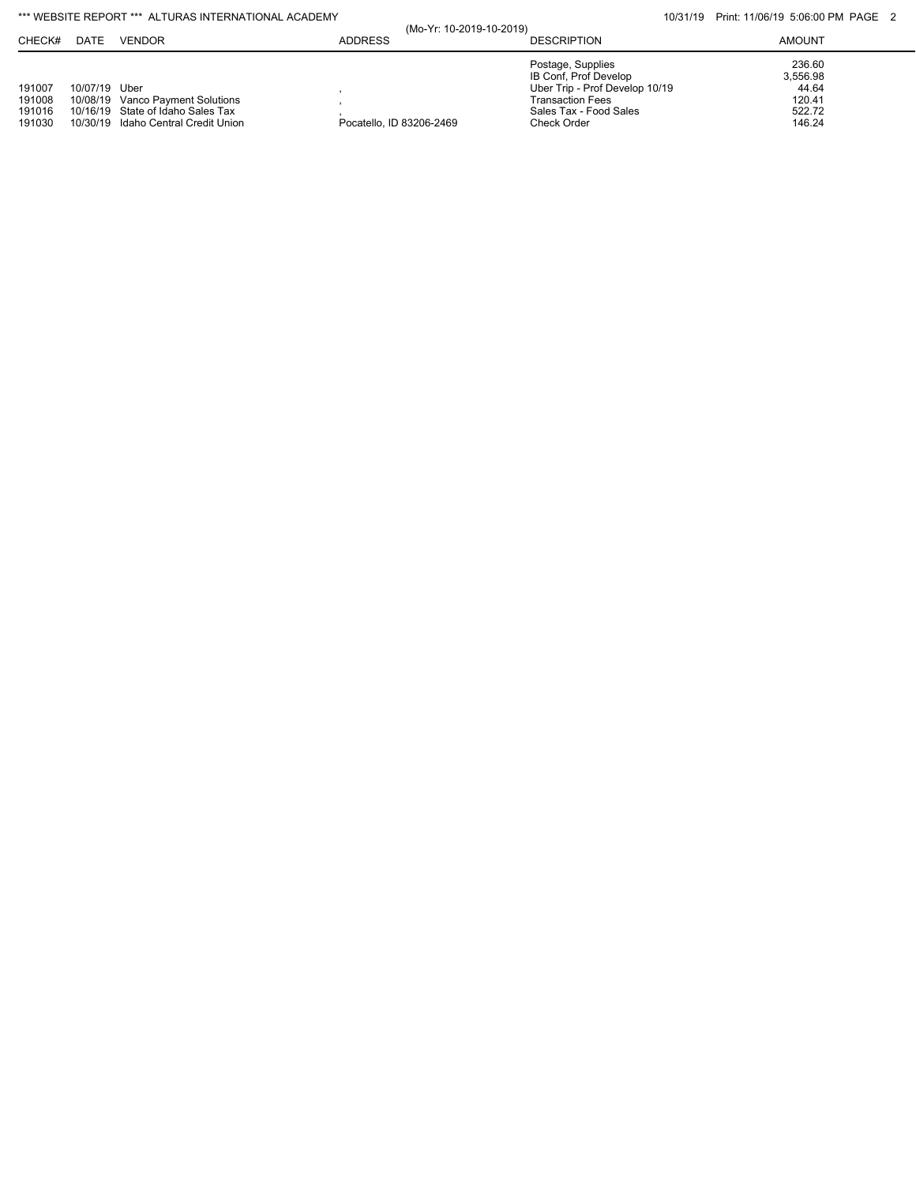| CHECK# | DATE | VENDOR | ADDRESS | DESCRIPTION | AMOUNT |
|---|---|---|---|---|---|
| | | | | Postage, Supplies | 236.60 |
| | | | | IB Conf, Prof Develop | 3,556.98 |
| 191007 | 10/07/19 | Uber | , | Uber Trip - Prof Develop 10/19 | 44.64 |
| 191008 | 10/08/19 | Vanco Payment Solutions | , | Transaction Fees | 120.41 |
| 191016 | 10/16/19 | State of Idaho Sales Tax | , | Sales Tax - Food Sales | 522.72 |
| 191030 | 10/30/19 | Idaho Central Credit Union | Pocatello, ID 83206-2469 | Check Order | 146.24 |